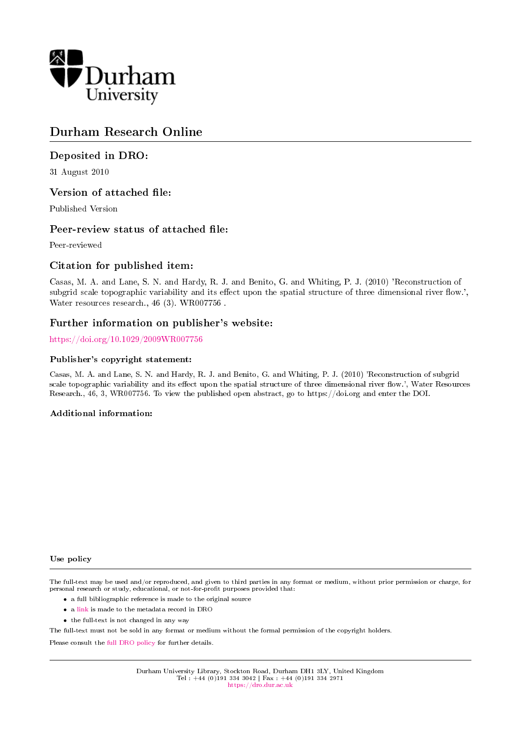Durham University

# Durham Research Online

## Deposited in DRO:

31 August 2010

## Version of attached file:

Published Version

## Peer-review status of attached file:

Peer-reviewed

## Citation for published item:

Casas, M. A. and Lane, S. N. and Hardy, R. J. and Benito, G. and Whiting, P. J. (2010) 'Reconstruction of subgrid scale topographic variability and its effect upon the spatial structure of three dimensional river flow.', Water resources research., 46 (3). WR007756 .

## Further information on publisher's website:

https://doi.org/10.1029/2009WR007756

### Publisher's copyright statement:

Casas, M. A. and Lane, S. N. and Hardy, R. J. and Benito, G. and Whiting, P. J. (2010) 'Reconstruction of subgrid scale topographic variability and its effect upon the spatial structure of three dimensional river flow.', Water Resources Research., 46, 3, WR007756. To view the published open abstract, go to https://doi.org and enter the DOI.

### Additional information:

#### Use policy

The full-text may be used and/or reproduced, and given to third parties in any format or medium, without prior permission or charge, for personal research or study, educational, or not-for-profit purposes provided that:

- a full bibliographic reference is made to the original source
- a link is made to the metadata record in DRO
- the full-text is not changed in any way

The full-text must not be sold in any format or medium without the formal permission of the copyright holders.

Please consult the full DRO policy for further details.

Durham University Library, Stockton Road, Durham DH1 3LY, United Kingdom
Tel : +44 (0)191 334 3042 | Fax : +44 (0)191 334 2971
https://dro.dur.ac.uk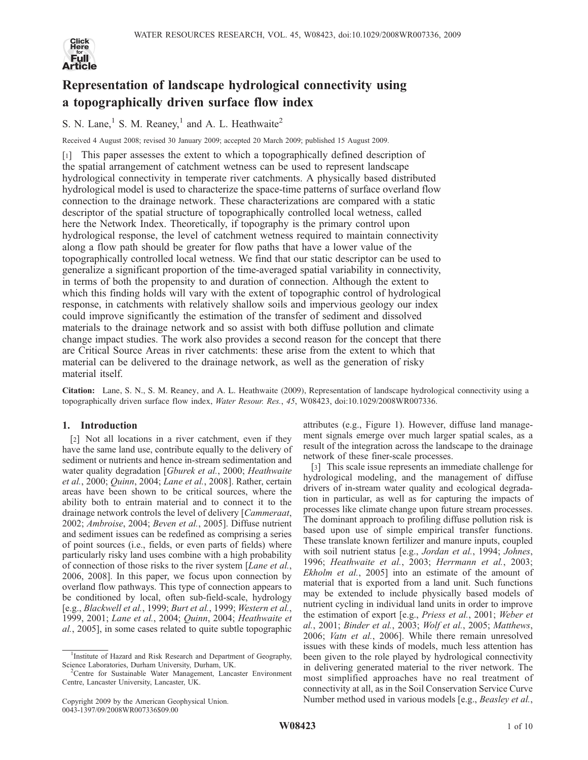# Representation of landscape hydrological connectivity using a topographically driven surface flow index

S. N. Lane,[1] S. M. Reaney,[1] and A. L. Heathwaite[2]

Received 4 August 2008; revised 30 January 2009; accepted 20 March 2009; published 15 August 2009.

[1] This paper assesses the extent to which a topographically defined description of the spatial arrangement of catchment wetness can be used to represent landscape hydrological connectivity in temperate river catchments. A physically based distributed hydrological model is used to characterize the space-time patterns of surface overland flow connection to the drainage network. These characterizations are compared with a static descriptor of the spatial structure of topographically controlled local wetness, called here the Network Index. Theoretically, if topography is the primary control upon hydrological response, the level of catchment wetness required to maintain connectivity along a flow path should be greater for flow paths that have a lower value of the topographically controlled local wetness. We find that our static descriptor can be used to generalize a significant proportion of the time-averaged spatial variability in connectivity, in terms of both the propensity to and duration of connection. Although the extent to which this finding holds will vary with the extent of topographic control of hydrological response, in catchments with relatively shallow soils and impervious geology our index could improve significantly the estimation of the transfer of sediment and dissolved materials to the drainage network and so assist with both diffuse pollution and climate change impact studies. The work also provides a second reason for the concept that there are Critical Source Areas in river catchments: these arise from the extent to which that material can be delivered to the drainage network, as well as the generation of risky material itself.

**Citation:** Lane, S. N., S. M. Reaney, and A. L. Heathwaite (2009), Representation of landscape hydrological connectivity using a topographically driven surface flow index, *Water Resour. Res.*, *45*, W08423, doi:10.1029/2008WR007336.

## 1. Introduction

[2] Not all locations in a river catchment, even if they have the same land use, contribute equally to the delivery of sediment or nutrients and hence in-stream sedimentation and water quality degradation [*Gburek et al.*, 2000; *Heathwaite et al.*, 2000; *Quinn*, 2004; *Lane et al.*, 2008]. Rather, certain areas have been shown to be critical sources, where the ability both to entrain material and to connect it to the drainage network controls the level of delivery [*Cammeraat*, 2002; *Ambroise*, 2004; *Beven et al.*, 2005]. Diffuse nutrient and sediment issues can be redefined as comprising a series of point sources (i.e., fields, or even parts of fields) where particularly risky land uses combine with a high probability of connection of those risks to the river system [*Lane et al.*, 2006, 2008]. In this paper, we focus upon connection by overland flow pathways. This type of connection appears to be conditioned by local, often sub-field-scale, hydrology [e.g., *Blackwell et al.*, 1999; *Burt et al.*, 1999; *Western et al.*, 1999, 2001; *Lane et al.*, 2004; *Quinn*, 2004; *Heathwaite et al.*, 2005], in some cases related to quite subtle topographic attributes (e.g., Figure 1). However, diffuse land management signals emerge over much larger spatial scales, as a result of the integration across the landscape to the drainage network of these finer-scale processes.

[3] This scale issue represents an immediate challenge for hydrological modeling, and the management of diffuse drivers of in-stream water quality and ecological degradation in particular, as well as for capturing the impacts of processes like climate change upon future stream processes. The dominant approach to profiling diffuse pollution risk is based upon use of simple empirical transfer functions. These translate known fertilizer and manure inputs, coupled with soil nutrient status [e.g., *Jordan et al.*, 1994; *Johnes*, 1996; *Heathwaite et al.*, 2003; *Herrmann et al.*, 2003; *Ekholm et al.*, 2005] into an estimate of the amount of material that is exported from a land unit. Such functions may be extended to include physically based models of nutrient cycling in individual land units in order to improve the estimation of export [e.g., *Priess et al.*, 2001; *Weber et al.*, 2001; *Binder et al.*, 2003; *Wolf et al.*, 2005; *Matthews*, 2006; *Vatn et al.*, 2006]. While there remain unresolved issues with these kinds of models, much less attention has been given to the role played by hydrological connectivity in delivering generated material to the river network. The most simplified approaches have no real treatment of connectivity at all, as in the Soil Conservation Service Curve Number method used in various models [e.g., *Beasley et al.*,

---

[1] Institute of Hazard and Risk Research and Department of Geography, Science Laboratories, Durham University, Durham, UK.

[2] Centre for Sustainable Water Management, Lancaster Environment Centre, Lancaster University, Lancaster, UK.

Copyright 2009 by the American Geophysical Union.
0043-1397/09/2008WR007336$09.00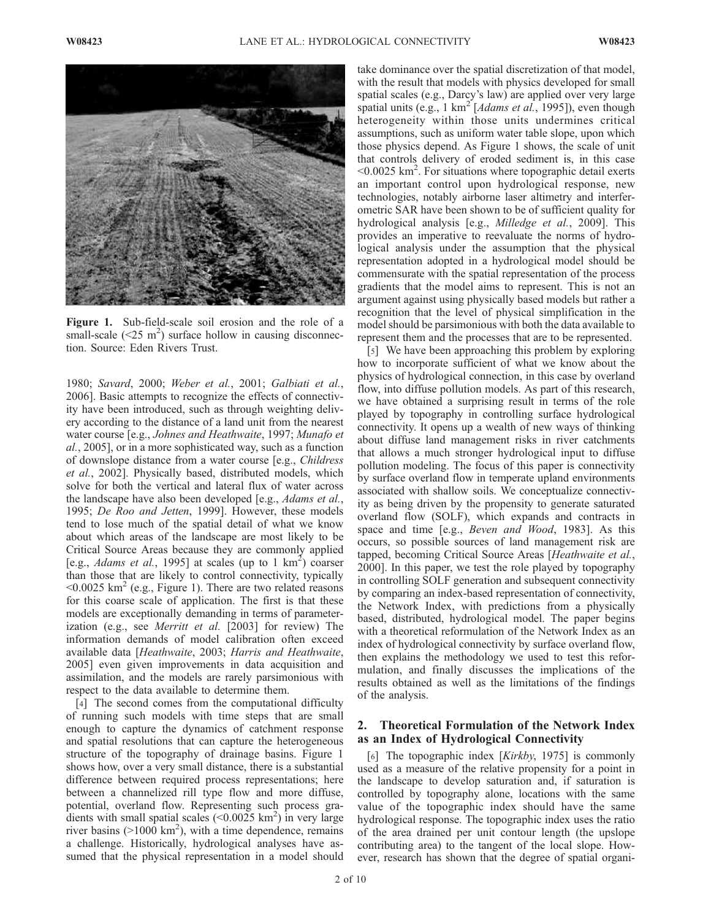Figure 1. Sub-field-scale soil erosion and the role of a small-scale (<25 m$^2$) surface hollow in causing disconnection. Source: Eden Rivers Trust.

1980; *Savard*, 2000; *Weber et al.*, 2001; *Galbiati et al.*, 2006]. Basic attempts to recognize the effects of connectivity have been introduced, such as through weighting delivery according to the distance of a land unit from the nearest water course [e.g., *Johnes and Heathwaite*, 1997; *Munafo et al.*, 2005], or in a more sophisticated way, such as a function of downslope distance from a water course [e.g., *Childress et al.*, 2002]. Physically based, distributed models, which solve for both the vertical and lateral flux of water across the landscape have also been developed [e.g., *Adams et al.*, 1995; *De Roo and Jetten*, 1999]. However, these models tend to lose much of the spatial detail of what we know about which areas of the landscape are most likely to be Critical Source Areas because they are commonly applied [e.g., *Adams et al.*, 1995] at scales (up to 1 km$^2$) coarser than those that are likely to control connectivity, typically <0.0025 km$^2$ (e.g., Figure 1). There are two related reasons for this coarse scale of application. The first is that these models are exceptionally demanding in terms of parameterization (e.g., see *Merritt et al.* [2003] for review) The information demands of model calibration often exceed available data [*Heathwaite*, 2003; *Harris and Heathwaite*, 2005] even given improvements in data acquisition and assimilation, and the models are rarely parsimonious with respect to the data available to determine them.

[4] The second comes from the computational difficulty of running such models with time steps that are small enough to capture the dynamics of catchment response and spatial resolutions that can capture the heterogeneous structure of the topography of drainage basins. Figure 1 shows how, over a very small distance, there is a substantial difference between required process representations; here between a channelized rill type flow and more diffuse, potential, overland flow. Representing such process gradients with small spatial scales (<0.0025 km$^2$) in very large river basins (>1000 km$^2$), with a time dependence, remains a challenge. Historically, hydrological analyses have assumed that the physical representation in a model should take dominance over the spatial discretization of that model, with the result that models with physics developed for small spatial scales (e.g., Darcy's law) are applied over very large spatial units (e.g., 1 km$^2$ [*Adams et al.*, 1995]), even though heterogeneity within those units undermines critical assumptions, such as uniform water table slope, upon which those physics depend. As Figure 1 shows, the scale of unit that controls delivery of eroded sediment is, in this case <0.0025 km$^2$. For situations where topographic detail exerts an important control upon hydrological response, new technologies, notably airborne laser altimetry and interferometric SAR have been shown to be of sufficient quality for hydrological analysis [e.g., *Milledge et al.*, 2009]. This provides an imperative to reevaluate the norms of hydrological analysis under the assumption that the physical representation adopted in a hydrological model should be commensurate with the spatial representation of the process gradients that the model aims to represent. This is not an argument against using physically based models but rather a recognition that the level of physical simplification in the model should be parsimonious with both the data available to represent them and the processes that are to be represented.

[5] We have been approaching this problem by exploring how to incorporate sufficient of what we know about the physics of hydrological connection, in this case by overland flow, into diffuse pollution models. As part of this research, we have obtained a surprising result in terms of the role played by topography in controlling surface hydrological connectivity. It opens up a wealth of new ways of thinking about diffuse land management risks in river catchments that allows a much stronger hydrological input to diffuse pollution modeling. The focus of this paper is connectivity by surface overland flow in temperate upland environments associated with shallow soils. We conceptualize connectivity as being driven by the propensity to generate saturated overland flow (SOLF), which expands and contracts in space and time [e.g., *Beven and Wood*, 1983]. As this occurs, so possible sources of land management risk are tapped, becoming Critical Source Areas [*Heathwaite et al.*, 2000]. In this paper, we test the role played by topography in controlling SOLF generation and subsequent connectivity by comparing an index-based representation of connectivity, the Network Index, with predictions from a physically based, distributed, hydrological model. The paper begins with a theoretical reformulation of the Network Index as an index of hydrological connectivity by surface overland flow, then explains the methodology we used to test this reformulation, and finally discusses the implications of the results obtained as well as the limitations of the findings of the analysis.

## 2. Theoretical Formulation of the Network Index as an Index of Hydrological Connectivity

[6] The topographic index [*Kirkby*, 1975] is commonly used as a measure of the relative propensity for a point in the landscape to develop saturation and, if saturation is controlled by topography alone, locations with the same value of the topographic index should have the same hydrological response. The topographic index uses the ratio of the area drained per unit contour length (the upslope contributing area) to the tangent of the local slope. However, research has shown that the degree of spatial organi-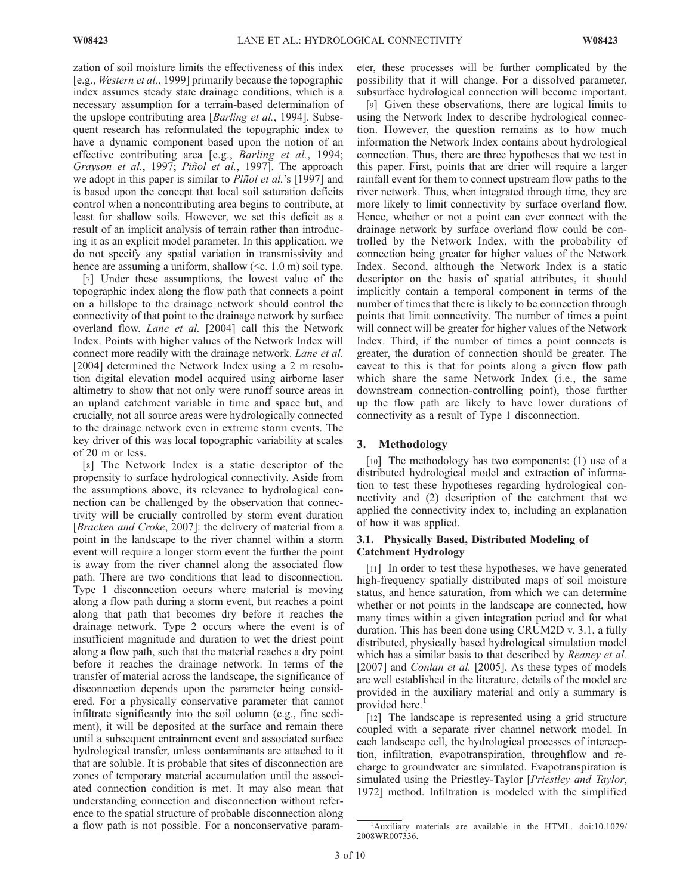zation of soil moisture limits the effectiveness of this index [e.g., *Western et al.*, 1999] primarily because the topographic index assumes steady state drainage conditions, which is a necessary assumption for a terrain-based determination of the upslope contributing area [*Barling et al.*, 1994]. Subsequent research has reformulated the topographic index to have a dynamic component based upon the notion of an effective contributing area [e.g., *Barling et al.*, 1994; *Grayson et al.*, 1997; *Piñol et al.*, 1997]. The approach we adopt in this paper is similar to *Piñol et al.*'s [1997] and is based upon the concept that local soil saturation deficits control when a noncontributing area begins to contribute, at least for shallow soils. However, we set this deficit as a result of an implicit analysis of terrain rather than introducing it as an explicit model parameter. In this application, we do not specify any spatial variation in transmissivity and hence are assuming a uniform, shallow (<c. 1.0 m) soil type.

[7] Under these assumptions, the lowest value of the topographic index along the flow path that connects a point on a hillslope to the drainage network should control the connectivity of that point to the drainage network by surface overland flow. *Lane et al.* [2004] call this the Network Index. Points with higher values of the Network Index will connect more readily with the drainage network. *Lane et al.* [2004] determined the Network Index using a 2 m resolution digital elevation model acquired using airborne laser altimetry to show that not only were runoff source areas in an upland catchment variable in time and space but, and crucially, not all source areas were hydrologically connected to the drainage network even in extreme storm events. The key driver of this was local topographic variability at scales of 20 m or less.

[8] The Network Index is a static descriptor of the propensity to surface hydrological connectivity. Aside from the assumptions above, its relevance to hydrological connection can be challenged by the observation that connectivity will be crucially controlled by storm event duration [*Bracken and Croke*, 2007]: the delivery of material from a point in the landscape to the river channel within a storm event will require a longer storm event the further the point is away from the river channel along the associated flow path. There are two conditions that lead to disconnection. Type 1 disconnection occurs where material is moving along a flow path during a storm event, but reaches a point along that path that becomes dry before it reaches the drainage network. Type 2 occurs where the event is of insufficient magnitude and duration to wet the driest point along a flow path, such that the material reaches a dry point before it reaches the drainage network. In terms of the transfer of material across the landscape, the significance of disconnection depends upon the parameter being considered. For a physically conservative parameter that cannot infiltrate significantly into the soil column (e.g., fine sediment), it will be deposited at the surface and remain there until a subsequent entrainment event and associated surface hydrological transfer, unless contaminants are attached to it that are soluble. It is probable that sites of disconnection are zones of temporary material accumulation until the associated connection condition is met. It may also mean that understanding connection and disconnection without reference to the spatial structure of probable disconnection along a flow path is not possible. For a nonconservative parameter, these processes will be further complicated by the possibility that it will change. For a dissolved parameter, subsurface hydrological connection will become important.

[9] Given these observations, there are logical limits to using the Network Index to describe hydrological connection. However, the question remains as to how much information the Network Index contains about hydrological connection. Thus, there are three hypotheses that we test in this paper. First, points that are drier will require a larger rainfall event for them to connect upstream flow paths to the river network. Thus, when integrated through time, they are more likely to limit connectivity by surface overland flow. Hence, whether or not a point can ever connect with the drainage network by surface overland flow could be controlled by the Network Index, with the probability of connection being greater for higher values of the Network Index. Second, although the Network Index is a static descriptor on the basis of spatial attributes, it should implicitly contain a temporal component in terms of the number of times that there is likely to be connection through points that limit connectivity. The number of times a point will connect will be greater for higher values of the Network Index. Third, if the number of times a point connects is greater, the duration of connection should be greater. The caveat to this is that for points along a given flow path which share the same Network Index (i.e., the same downstream connection-controlling point), those further up the flow path are likely to have lower durations of connectivity as a result of Type 1 disconnection.

## 3. Methodology

[10] The methodology has two components: (1) use of a distributed hydrological model and extraction of information to test these hypotheses regarding hydrological connectivity and (2) description of the catchment that we applied the connectivity index to, including an explanation of how it was applied.

### 3.1. Physically Based, Distributed Modeling of Catchment Hydrology

[11] In order to test these hypotheses, we have generated high-frequency spatially distributed maps of soil moisture status, and hence saturation, from which we can determine whether or not points in the landscape are connected, how many times within a given integration period and for what duration. This has been done using CRUM2D v. 3.1, a fully distributed, physically based hydrological simulation model which has a similar basis to that described by *Reaney et al.* [2007] and *Conlan et al.* [2005]. As these types of models are well established in the literature, details of the model are provided in the auxiliary material and only a summary is provided here.[1]

[12] The landscape is represented using a grid structure coupled with a separate river channel network model. In each landscape cell, the hydrological processes of interception, infiltration, evapotranspiration, throughflow and recharge to groundwater are simulated. Evapotranspiration is simulated using the Priestley-Taylor [*Priestley and Taylor*, 1972] method. Infiltration is modeled with the simplified

[1] Auxiliary materials are available in the HTML. doi:10.1029/2008WR007336.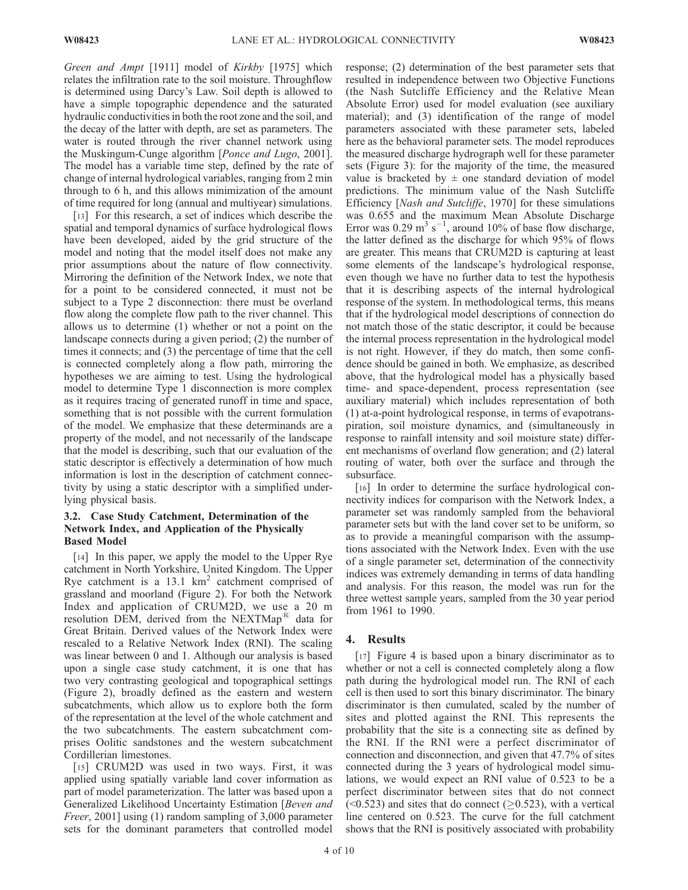*Green and Ampt* [1911] model of *Kirkby* [1975] which relates the infiltration rate to the soil moisture. Throughflow is determined using Darcy's Law. Soil depth is allowed to have a simple topographic dependence and the saturated hydraulic conductivities in both the root zone and the soil, and the decay of the latter with depth, are set as parameters. The water is routed through the river channel network using the Muskingum-Cunge algorithm [*Ponce and Lugo*, 2001]. The model has a variable time step, defined by the rate of change of internal hydrological variables, ranging from 2 min through to 6 h, and this allows minimization of the amount of time required for long (annual and multiyear) simulations.

[13] For this research, a set of indices which describe the spatial and temporal dynamics of surface hydrological flows have been developed, aided by the grid structure of the model and noting that the model itself does not make any prior assumptions about the nature of flow connectivity. Mirroring the definition of the Network Index, we note that for a point to be considered connected, it must not be subject to a Type 2 disconnection: there must be overland flow along the complete flow path to the river channel. This allows us to determine (1) whether or not a point on the landscape connects during a given period; (2) the number of times it connects; and (3) the percentage of time that the cell is connected completely along a flow path, mirroring the hypotheses we are aiming to test. Using the hydrological model to determine Type 1 disconnection is more complex as it requires tracing of generated runoff in time and space, something that is not possible with the current formulation of the model. We emphasize that these determinands are a property of the model, and not necessarily of the landscape that the model is describing, such that our evaluation of the static descriptor is effectively a determination of how much information is lost in the description of catchment connectivity by using a static descriptor with a simplified underlying physical basis.

### 3.2. Case Study Catchment, Determination of the Network Index, and Application of the Physically Based Model

[14] In this paper, we apply the model to the Upper Rye catchment in North Yorkshire, United Kingdom. The Upper Rye catchment is a 13.1 $km^2$ catchment comprised of grassland and moorland (Figure 2). For both the Network Index and application of CRUM2D, we use a 20 m resolution DEM, derived from the NEXTMap® data for Great Britain. Derived values of the Network Index were rescaled to a Relative Network Index (RNI). The scaling was linear between 0 and 1. Although our analysis is based upon a single case study catchment, it is one that has two very contrasting geological and topographical settings (Figure 2), broadly defined as the eastern and western subcatchments, which allow us to explore both the form of the representation at the level of the whole catchment and the two subcatchments. The eastern subcatchment comprises Oolitic sandstones and the western subcatchment Cordillerian limestones.

[15] CRUM2D was used in two ways. First, it was applied using spatially variable land cover information as part of model parameterization. The latter was based upon a Generalized Likelihood Uncertainty Estimation [*Beven and Freer*, 2001] using (1) random sampling of 3,000 parameter sets for the dominant parameters that controlled model response; (2) determination of the best parameter sets that resulted in independence between two Objective Functions (the Nash Sutcliffe Efficiency and the Relative Mean Absolute Error) used for model evaluation (see auxiliary material); and (3) identification of the range of model parameters associated with these parameter sets, labeled here as the behavioral parameter sets. The model reproduces the measured discharge hydrograph well for these parameter sets (Figure 3): for the majority of the time, the measured value is bracketed by ± one standard deviation of model predictions. The minimum value of the Nash Sutcliffe Efficiency [*Nash and Sutcliffe*, 1970] for these simulations was 0.655 and the maximum Mean Absolute Discharge Error was 0.29 $m^3 s^{-1}$, around 10% of base flow discharge, the latter defined as the discharge for which 95% of flows are greater. This means that CRUM2D is capturing at least some elements of the landscape's hydrological response, even though we have no further data to test the hypothesis that it is describing aspects of the internal hydrological response of the system. In methodological terms, this means that if the hydrological model descriptions of connection do not match those of the static descriptor, it could be because the internal process representation in the hydrological model is not right. However, if they do match, then some confidence should be gained in both. We emphasize, as described above, that the hydrological model has a physically based time- and space-dependent, process representation (see auxiliary material) which includes representation of both (1) at-a-point hydrological response, in terms of evapotranspiration, soil moisture dynamics, and (simultaneously in response to rainfall intensity and soil moisture state) different mechanisms of overland flow generation; and (2) lateral routing of water, both over the surface and through the subsurface.

[16] In order to determine the surface hydrological connectivity indices for comparison with the Network Index, a parameter set was randomly sampled from the behavioral parameter sets but with the land cover set to be uniform, so as to provide a meaningful comparison with the assumptions associated with the Network Index. Even with the use of a single parameter set, determination of the connectivity indices was extremely demanding in terms of data handling and analysis. For this reason, the model was run for the three wettest sample years, sampled from the 30 year period from 1961 to 1990.

## 4. Results

[17] Figure 4 is based upon a binary discriminator as to whether or not a cell is connected completely along a flow path during the hydrological model run. The RNI of each cell is then used to sort this binary discriminator. The binary discriminator is then cumulated, scaled by the number of sites and plotted against the RNI. This represents the probability that the site is a connecting site as defined by the RNI. If the RNI were a perfect discriminator of connection and disconnection, and given that 47.7% of sites connected during the 3 years of hydrological model simulations, we would expect an RNI value of 0.523 to be a perfect discriminator between sites that do not connect (<0.523) and sites that do connect (≥0.523), with a vertical line centered on 0.523. The curve for the full catchment shows that the RNI is positively associated with probability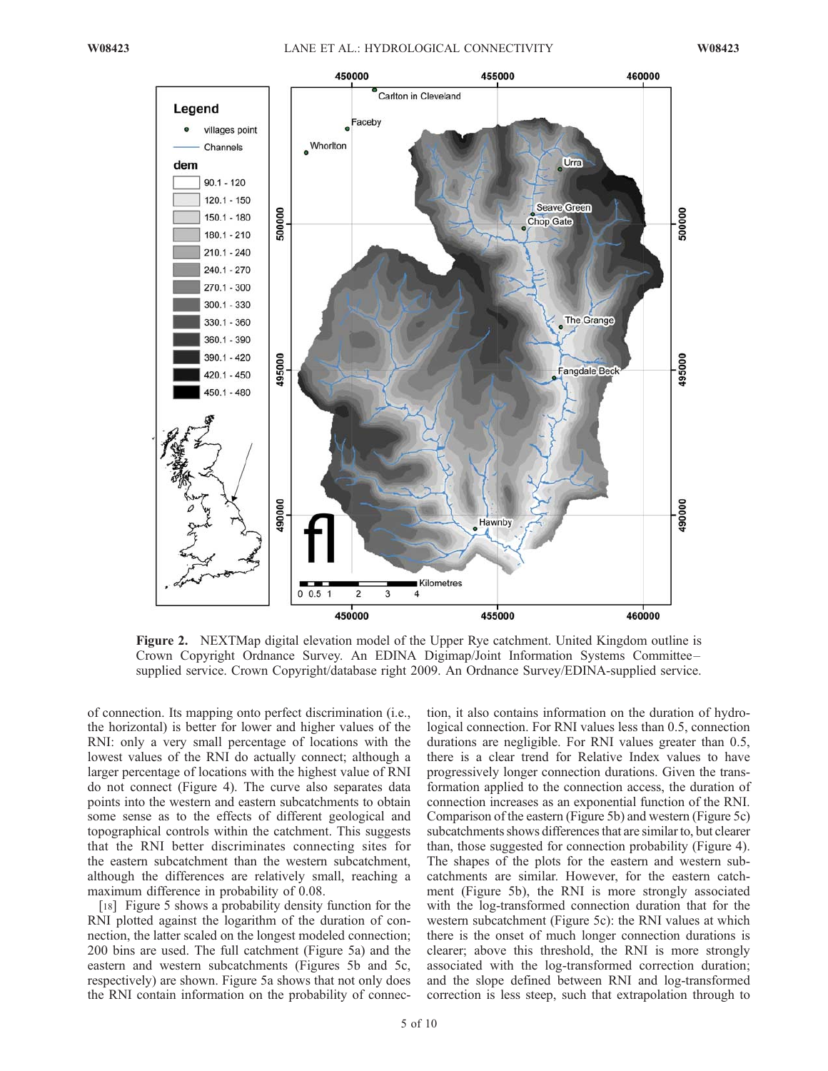Figure 2. NEXTMap digital elevation model of the Upper Rye catchment. United Kingdom outline is Crown Copyright Ordnance Survey. An EDINA Digimap/Joint Information Systems Committee–supplied service. Crown Copyright/database right 2009. An Ordnance Survey/EDINA-supplied service.

of connection. Its mapping onto perfect discrimination (i.e., the horizontal) is better for lower and higher values of the RNI: only a very small percentage of locations with the lowest values of the RNI do actually connect; although a larger percentage of locations with the highest value of RNI do not connect (Figure 4). The curve also separates data points into the western and eastern subcatchments to obtain some sense as to the effects of different geological and topographical controls within the catchment. This suggests that the RNI better discriminates connecting sites for the eastern subcatchment than the western subcatchment, although the differences are relatively small, reaching a maximum difference in probability of 0.08.

[18] Figure 5 shows a probability density function for the RNI plotted against the logarithm of the duration of connection, the latter scaled on the longest modeled connection; 200 bins are used. The full catchment (Figure 5a) and the eastern and western subcatchments (Figures 5b and 5c, respectively) are shown. Figure 5a shows that not only does the RNI contain information on the probability of connection, it also contains information on the duration of hydrological connection. For RNI values less than 0.5, connection durations are negligible. For RNI values greater than 0.5, there is a clear trend for Relative Index values to have progressively longer connection durations. Given the transformation applied to the connection access, the duration of connection increases as an exponential function of the RNI. Comparison of the eastern (Figure 5b) and western (Figure 5c) subcatchments shows differences that are similar to, but clearer than, those suggested for connection probability (Figure 4). The shapes of the plots for the eastern and western subcatchments are similar. However, for the eastern catchment (Figure 5b), the RNI is more strongly associated with the log-transformed connection duration that for the western subcatchment (Figure 5c): the RNI values at which there is the onset of much longer connection durations is clearer; above this threshold, the RNI is more strongly associated with the log-transformed correction duration; and the slope defined between RNI and log-transformed correction is less steep, such that extrapolation through to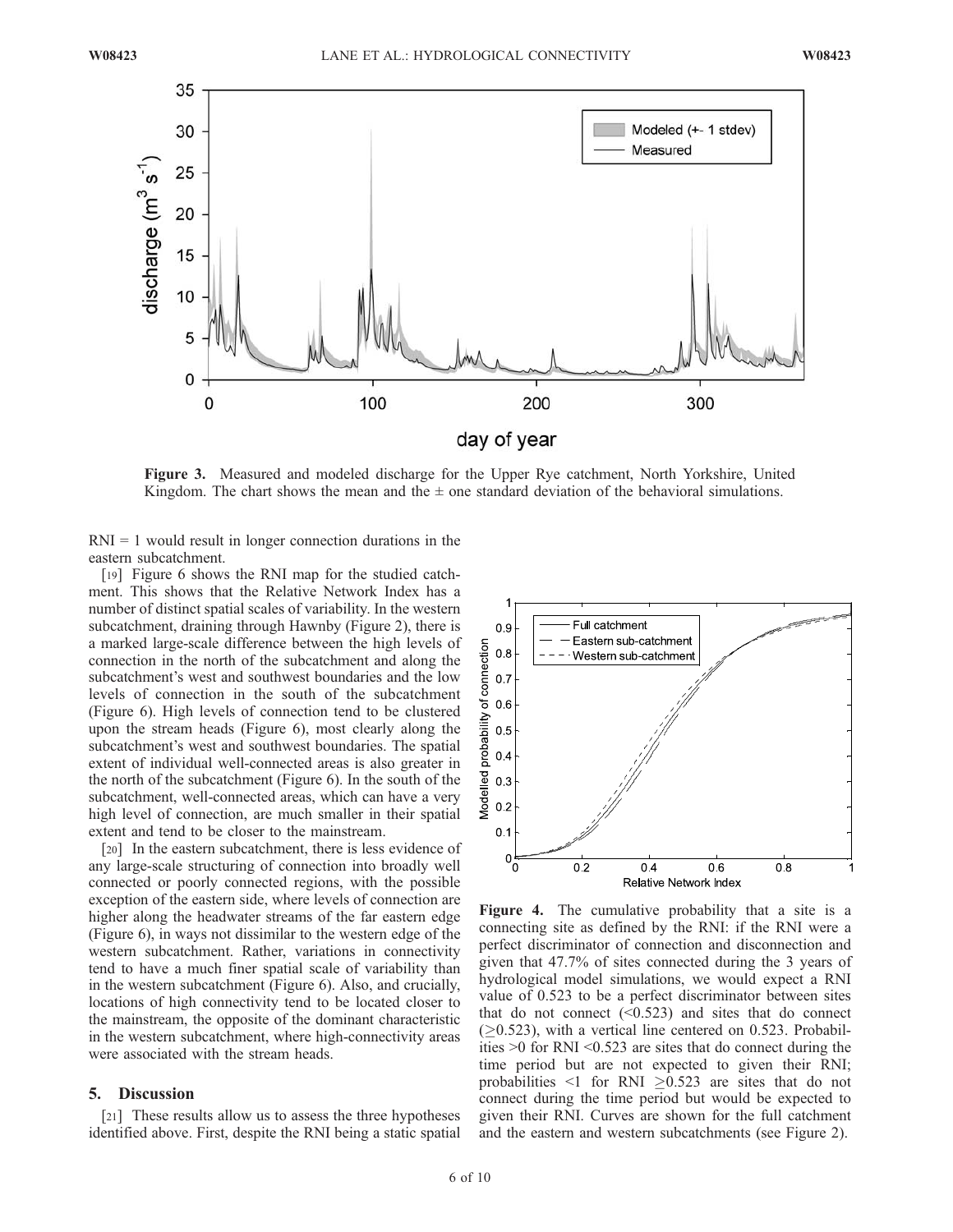Figure 3. Measured and modeled discharge for the Upper Rye catchment, North Yorkshire, United Kingdom. The chart shows the mean and the ± one standard deviation of the behavioral simulations.

RNI = 1 would result in longer connection durations in the eastern subcatchment.

[19] Figure 6 shows the RNI map for the studied catchment. This shows that the Relative Network Index has a number of distinct spatial scales of variability. In the western subcatchment, draining through Hawnby (Figure 2), there is a marked large-scale difference between the high levels of connection in the north of the subcatchment and along the subcatchment's west and southwest boundaries and the low levels of connection in the south of the subcatchment (Figure 6). High levels of connection tend to be clustered upon the stream heads (Figure 6), most clearly along the subcatchment's west and southwest boundaries. The spatial extent of individual well-connected areas is also greater in the north of the subcatchment (Figure 6). In the south of the subcatchment, well-connected areas, which can have a very high level of connection, are much smaller in their spatial extent and tend to be closer to the mainstream.

[20] In the eastern subcatchment, there is less evidence of any large-scale structuring of connection into broadly well connected or poorly connected regions, with the possible exception of the eastern side, where levels of connection are higher along the headwater streams of the far eastern edge (Figure 6), in ways not dissimilar to the western edge of the western subcatchment. Rather, variations in connectivity tend to have a much finer spatial scale of variability than in the western subcatchment (Figure 6). Also, and crucially, locations of high connectivity tend to be located closer to the mainstream, the opposite of the dominant characteristic in the western subcatchment, where high-connectivity areas were associated with the stream heads.

## 5. Discussion

[21] These results allow us to assess the three hypotheses identified above. First, despite the RNI being a static spatial

Figure 4. The cumulative probability that a site is a connecting site as defined by the RNI: if the RNI were a perfect discriminator of connection and disconnection and given that 47.7% of sites connected during the 3 years of hydrological model simulations, we would expect a RNI value of 0.523 to be a perfect discriminator between sites that do not connect (<0.523) and sites that do connect ($\geq$0.523), with a vertical line centered on 0.523. Probabilities >0 for RNI <0.523 are sites that do connect during the time period but are not expected to given their RNI; probabilities <1 for RNI $\geq$0.523 are sites that do not connect during the time period but would be expected to given their RNI. Curves are shown for the full catchment and the eastern and western subcatchments (see Figure 2).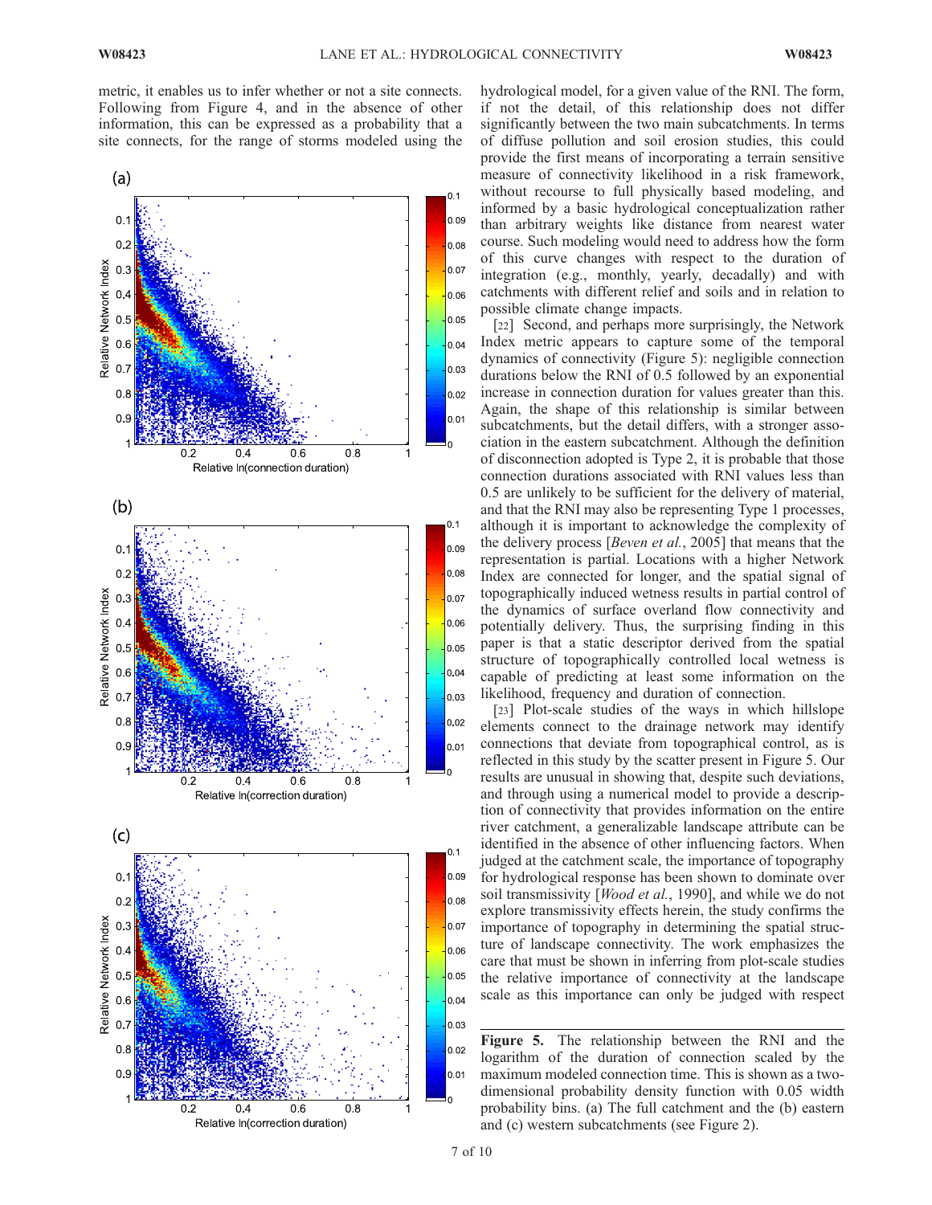metric, it enables us to infer whether or not a site connects. Following from Figure 4, and in the absence of other information, this can be expressed as a probability that a site connects, for the range of storms modeled using the hydrological model, for a given value of the RNI. The form, if not the detail, of this relationship does not differ significantly between the two main subcatchments. In terms of diffuse pollution and soil erosion studies, this could provide the first means of incorporating a terrain sensitive measure of connectivity likelihood in a risk framework, without recourse to full physically based modeling, and informed by a basic hydrological conceptualization rather than arbitrary weights like distance from nearest water course. Such modeling would need to address how the form of this curve changes with respect to the duration of integration (e.g., monthly, yearly, decadally) and with catchments with different relief and soils and in relation to possible climate change impacts.

[22] Second, and perhaps more surprisingly, the Network Index metric appears to capture some of the temporal dynamics of connectivity (Figure 5): negligible connection durations below the RNI of 0.5 followed by an exponential increase in connection duration for values greater than this. Again, the shape of this relationship is similar between subcatchments, but the detail differs, with a stronger association in the eastern subcatchment. Although the definition of disconnection adopted is Type 2, it is probable that those connection durations associated with RNI values less than 0.5 are unlikely to be sufficient for the delivery of material, and that the RNI may also be representing Type 1 processes, although it is important to acknowledge the complexity of the delivery process [*Beven et al.*, 2005] that means that the representation is partial. Locations with a higher Network Index are connected for longer, and the spatial signal of topographically induced wetness results in partial control of the dynamics of surface overland flow connectivity and potentially delivery. Thus, the surprising finding in this paper is that a static descriptor derived from the spatial structure of topographically controlled local wetness is capable of predicting at least some information on the likelihood, frequency and duration of connection.

[23] Plot-scale studies of the ways in which hillslope elements connect to the drainage network may identify connections that deviate from topographical control, as is reflected in this study by the scatter present in Figure 5. Our results are unusual in showing that, despite such deviations, and through using a numerical model to provide a description of connectivity that provides information on the entire river catchment, a generalizable landscape attribute can be identified in the absence of other influencing factors. When judged at the catchment scale, the importance of topography for hydrological response has been shown to dominate over soil transmissivity [*Wood et al.*, 1990], and while we do not explore transmissivity effects herein, the study confirms the importance of topography in determining the spatial structure of landscape connectivity. The work emphasizes the care that must be shown in inferring from plot-scale studies the relative importance of connectivity at the landscape scale as this importance can only be judged with respect

**Figure 5.** The relationship between the RNI and the logarithm of the duration of connection scaled by the maximum modeled connection time. This is shown as a two-dimensional probability density function with 0.05 width probability bins. (a) The full catchment and the (b) eastern and (c) western subcatchments (see Figure 2).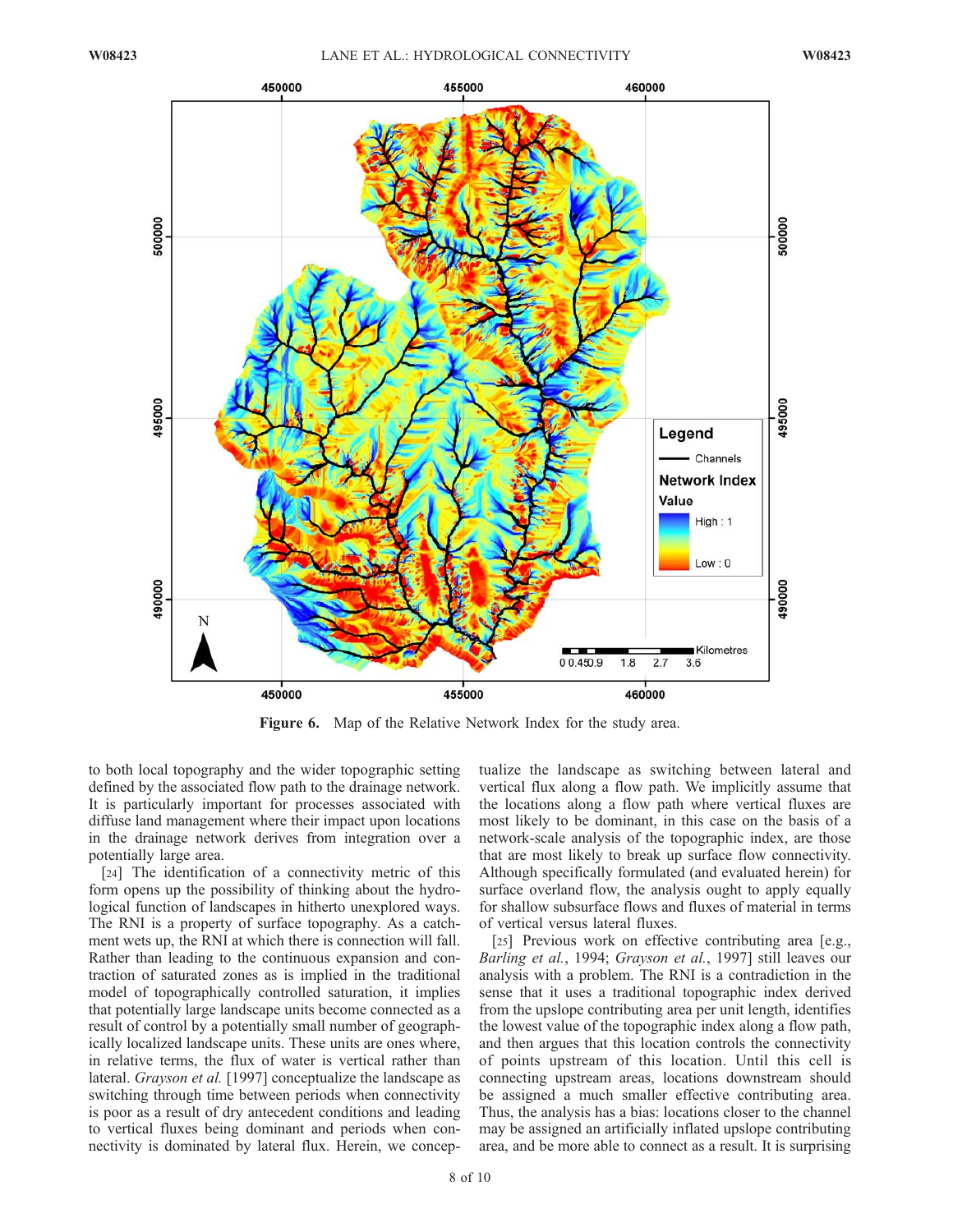**Figure 6.** Map of the Relative Network Index for the study area.

to both local topography and the wider topographic setting defined by the associated flow path to the drainage network. It is particularly important for processes associated with diffuse land management where their impact upon locations in the drainage network derives from integration over a potentially large area.

[24] The identification of a connectivity metric of this form opens up the possibility of thinking about the hydrological function of landscapes in hitherto unexplored ways. The RNI is a property of surface topography. As a catchment wets up, the RNI at which there is connection will fall. Rather than leading to the continuous expansion and contraction of saturated zones as is implied in the traditional model of topographically controlled saturation, it implies that potentially large landscape units become connected as a result of control by a potentially small number of geographically localized landscape units. These units are ones where, in relative terms, the flux of water is vertical rather than lateral. *Grayson et al.* [1997] conceptualize the landscape as switching through time between periods when connectivity is poor as a result of dry antecedent conditions and leading to vertical fluxes being dominant and periods when connectivity is dominated by lateral flux. Herein, we conceptualize the landscape as switching between lateral and vertical flux along a flow path. We implicitly assume that the locations along a flow path where vertical fluxes are most likely to be dominant, in this case on the basis of a network-scale analysis of the topographic index, are those that are most likely to break up surface flow connectivity. Although specifically formulated (and evaluated herein) for surface overland flow, the analysis ought to apply equally for shallow subsurface flows and fluxes of material in terms of vertical versus lateral fluxes.

[25] Previous work on effective contributing area [e.g., *Barling et al.*, 1994; *Grayson et al.*, 1997] still leaves our analysis with a problem. The RNI is a contradiction in the sense that it uses a traditional topographic index derived from the upslope contributing area per unit length, identifies the lowest value of the topographic index along a flow path, and then argues that this location controls the connectivity of points upstream of this location. Until this cell is connecting upstream areas, locations downstream should be assigned a much smaller effective contributing area. Thus, the analysis has a bias: locations closer to the channel may be assigned an artificially inflated upslope contributing area, and be more able to connect as a result. It is surprising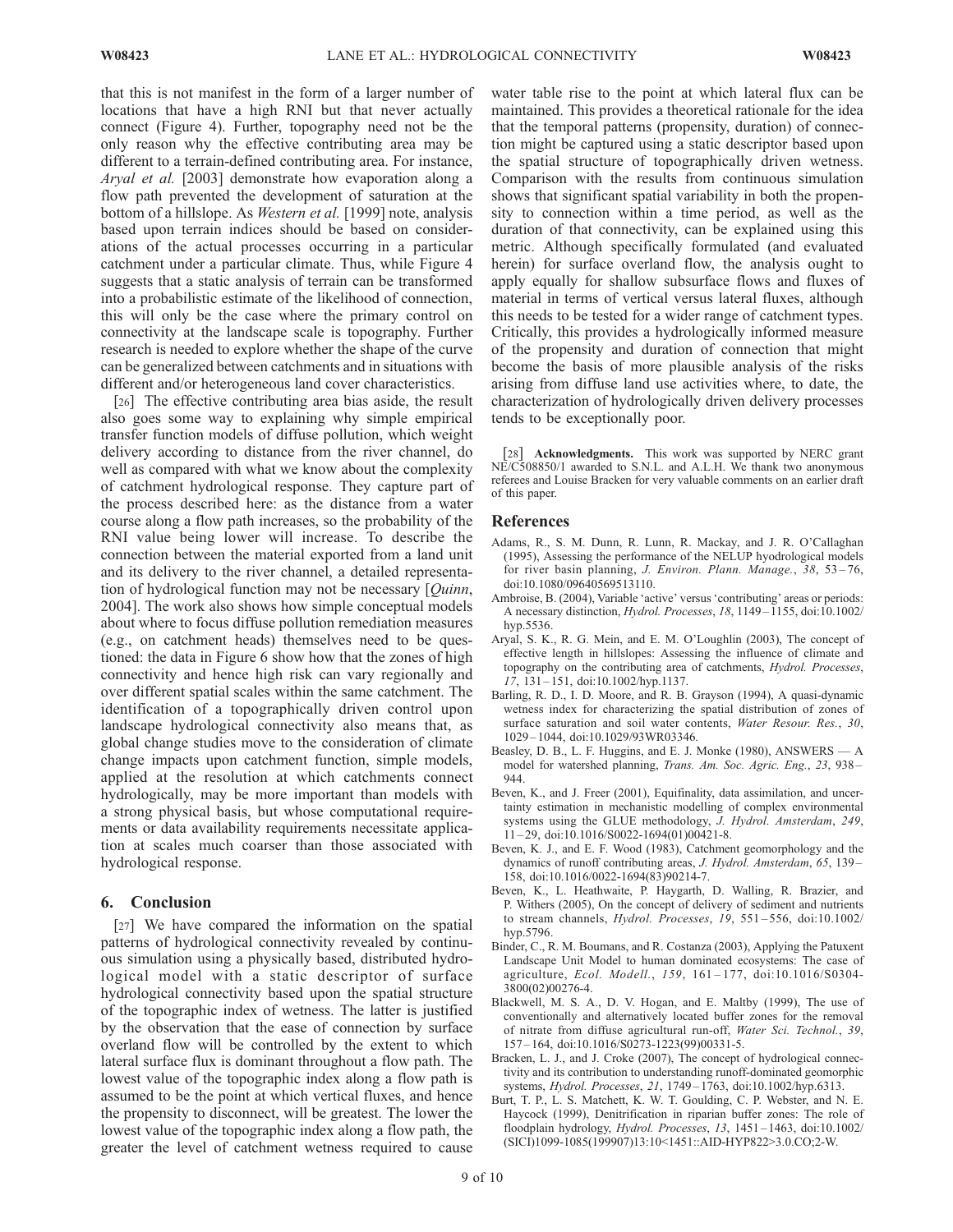that this is not manifest in the form of a larger number of locations that have a high RNI but that never actually connect (Figure 4). Further, topography need not be the only reason why the effective contributing area may be different to a terrain-defined contributing area. For instance, *Aryal et al.* [2003] demonstrate how evaporation along a flow path prevented the development of saturation at the bottom of a hillslope. As *Western et al.* [1999] note, analysis based upon terrain indices should be based on considerations of the actual processes occurring in a particular catchment under a particular climate. Thus, while Figure 4 suggests that a static analysis of terrain can be transformed into a probabilistic estimate of the likelihood of connection, this will only be the case where the primary control on connectivity at the landscape scale is topography. Further research is needed to explore whether the shape of the curve can be generalized between catchments and in situations with different and/or heterogeneous land cover characteristics.

[26] The effective contributing area bias aside, the result also goes some way to explaining why simple empirical transfer function models of diffuse pollution, which weight delivery according to distance from the river channel, do well as compared with what we know about the complexity of catchment hydrological response. They capture part of the process described here: as the distance from a water course along a flow path increases, so the probability of the RNI value being lower will increase. To describe the connection between the material exported from a land unit and its delivery to the river channel, a detailed representation of hydrological function may not be necessary [*Quinn*, 2004]. The work also shows how simple conceptual models about where to focus diffuse pollution remediation measures (e.g., on catchment heads) themselves need to be questioned: the data in Figure 6 show how that the zones of high connectivity and hence high risk can vary regionally and over different spatial scales within the same catchment. The identification of a topographically driven control upon landscape hydrological connectivity also means that, as global change studies move to the consideration of climate change impacts upon catchment function, simple models, applied at the resolution at which catchments connect hydrologically, may be more important than models with a strong physical basis, but whose computational requirements or data availability requirements necessitate application at scales much coarser than those associated with hydrological response.

## 6. Conclusion

[27] We have compared the information on the spatial patterns of hydrological connectivity revealed by continuous simulation using a physically based, distributed hydrological model with a static descriptor of surface hydrological connectivity based upon the spatial structure of the topographic index of wetness. The latter is justified by the observation that the ease of connection by surface overland flow will be controlled by the extent to which lateral surface flux is dominant throughout a flow path. The lowest value of the topographic index along a flow path is assumed to be the point at which vertical fluxes, and hence the propensity to disconnect, will be greatest. The lower the lowest value of the topographic index along a flow path, the greater the level of catchment wetness required to cause water table rise to the point at which lateral flux can be maintained. This provides a theoretical rationale for the idea that the temporal patterns (propensity, duration) of connection might be captured using a static descriptor based upon the spatial structure of topographically driven wetness. Comparison with the results from continuous simulation shows that significant spatial variability in both the propensity to connection within a time period, as well as the duration of that connectivity, can be explained using this metric. Although specifically formulated (and evaluated herein) for surface overland flow, the analysis ought to apply equally for shallow subsurface flows and fluxes of material in terms of vertical versus lateral fluxes, although this needs to be tested for a wider range of catchment types. Critically, this provides a hydrologically informed measure of the propensity and duration of connection that might become the basis of more plausible analysis of the risks arising from diffuse land use activities where, to date, the characterization of hydrologically driven delivery processes tends to be exceptionally poor.

[28] **Acknowledgments.** This work was supported by NERC grant NE/C508850/1 awarded to S.N.L. and A.L.H. We thank two anonymous referees and Louise Bracken for very valuable comments on an earlier draft of this paper.

## References

Adams, R., S. M. Dunn, R. Lunn, R. Mackay, and J. R. O'Callaghan (1995), Assessing the performance of the NELUP hyodrological models for river basin planning, *J. Environ. Plann. Manage.*, *38*, 53–76, doi:10.1080/09640569513110.

Ambroise, B. (2004), Variable 'active' versus 'contributing' areas or periods: A necessary distinction, *Hydrol. Processes*, *18*, 1149–1155, doi:10.1002/hyp.5536.

Aryal, S. K., R. G. Mein, and E. M. O'Loughlin (2003), The concept of effective length in hillslopes: Assessing the influence of climate and topography on the contributing area of catchments, *Hydrol. Processes*, *17*, 131–151, doi:10.1002/hyp.1137.

Barling, R. D., I. D. Moore, and R. B. Grayson (1994), A quasi-dynamic wetness index for characterizing the spatial distribution of zones of surface saturation and soil water contents, *Water Resour. Res.*, *30*, 1029–1044, doi:10.1029/93WR03346.

Beasley, D. B., L. F. Huggins, and E. J. Monke (1980), ANSWERS — A model for watershed planning, *Trans. Am. Soc. Agric. Eng.*, *23*, 938–944.

Beven, K., and J. Freer (2001), Equifinality, data assimilation, and uncertainty estimation in mechanistic modelling of complex environmental systems using the GLUE methodology, *J. Hydrol. Amsterdam*, *249*, 11–29, doi:10.1016/S0022-1694(01)00421-8.

Beven, K. J., and E. F. Wood (1983), Catchment geomorphology and the dynamics of runoff contributing areas, *J. Hydrol. Amsterdam*, *65*, 139–158, doi:10.1016/0022-1694(83)90214-7.

Beven, K., L. Heathwaite, P. Haygarth, D. Walling, R. Brazier, and P. Withers (2005), On the concept of delivery of sediment and nutrients to stream channels, *Hydrol. Processes*, *19*, 551–556, doi:10.1002/hyp.5796.

Binder, C., R. M. Boumans, and R. Costanza (2003), Applying the Patuxent Landscape Unit Model to human dominated ecosystems: The case of agriculture, *Ecol. Modell.*, *159*, 161–177, doi:10.1016/S0304-3800(02)00276-4.

Blackwell, M. S. A., D. V. Hogan, and E. Maltby (1999), The use of conventionally and alternatively located buffer zones for the removal of nitrate from diffuse agricultural run-off, *Water Sci. Technol.*, *39*, 157–164, doi:10.1016/S0273-1223(99)00331-5.

Bracken, L. J., and J. Croke (2007), The concept of hydrological connectivity and its contribution to understanding runoff-dominated geomorphic systems, *Hydrol. Processes*, *21*, 1749–1763, doi:10.1002/hyp.6313.

Burt, T. P., L. S. Matchett, K. W. T. Goulding, C. P. Webster, and N. E. Haycock (1999), Denitrification in riparian buffer zones: The role of floodplain hydrology, *Hydrol. Processes*, *13*, 1451–1463, doi:10.1002/(SICI)1099-1085(199907)13:10<1451::AID-HYP822>3.0.CO;2-W.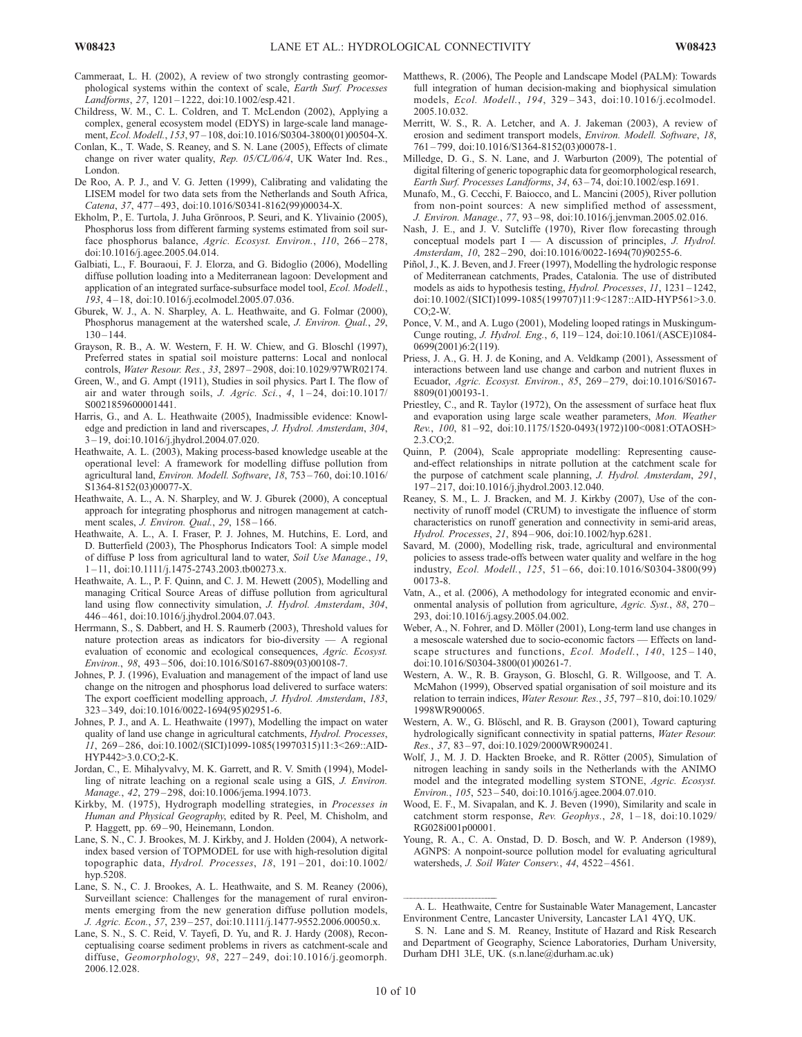Cammeraat, L. H. (2002), A review of two strongly contrasting geomorphological systems within the context of scale, *Earth Surf. Processes Landforms*, *27*, 1201–1222, doi:10.1002/esp.421.

Childress, W. M., C. L. Coldren, and T. McLendon (2002), Applying a complex, general ecosystem model (EDYS) in large-scale land management, *Ecol. Modell.*, *153*, 97–108, doi:10.1016/S0304-3800(01)00504-X.

Conlan, K., T. Wade, S. Reaney, and S. N. Lane (2005), Effects of climate change on river water quality, *Rep. 05/CL/06/4*, UK Water Ind. Res., London.

De Roo, A. P. J., and V. G. Jetten (1999), Calibrating and validating the LISEM model for two data sets from the Netherlands and South Africa, *Catena*, *37*, 477–493, doi:10.1016/S0341-8162(99)00034-X.

Ekholm, P., E. Turtola, J. Juha Grönroos, P. Seuri, and K. Ylivainio (2005), Phosphorus loss from different farming systems estimated from soil surface phosphorus balance, *Agric. Ecosyst. Environ.*, *110*, 266–278, doi:10.1016/j.agee.2005.04.014.

Galbiati, L., F. Bouraoui, F. J. Elorza, and G. Bidoglio (2006), Modelling diffuse pollution loading into a Mediterranean lagoon: Development and application of an integrated surface-subsurface model tool, *Ecol. Modell.*, *193*, 4–18, doi:10.1016/j.ecolmodel.2005.07.036.

Gburek, W. J., A. N. Sharpley, A. L. Heathwaite, and G. Folmar (2000), Phosphorus management at the watershed scale, *J. Environ. Qual.*, *29*, 130–144.

Grayson, R. B., A. W. Western, F. H. W. Chiew, and G. Bloschl (1997), Preferred states in spatial soil moisture patterns: Local and nonlocal controls, *Water Resour. Res.*, *33*, 2897–2908, doi:10.1029/97WR02174.

Green, W., and G. Ampt (1911), Studies in soil physics. Part I. The flow of air and water through soils, *J. Agric. Sci.*, *4*, 1–24, doi:10.1017/S0021859600001441.

Harris, G., and A. L. Heathwaite (2005), Inadmissible evidence: Knowledge and prediction in land and riverscapes, *J. Hydrol. Amsterdam*, *304*, 3–19, doi:10.1016/j.jhydrol.2004.07.020.

Heathwaite, A. L. (2003), Making process-based knowledge useable at the operational level: A framework for modelling diffuse pollution from agricultural land, *Environ. Modell. Software*, *18*, 753–760, doi:10.1016/S1364-8152(03)00077-X.

Heathwaite, A. L., A. N. Sharpley, and W. J. Gburek (2000), A conceptual approach for integrating phosphorus and nitrogen management at catchment scales, *J. Environ. Qual.*, *29*, 158–166.

Heathwaite, A. L., A. I. Fraser, P. J. Johnes, M. Hutchins, E. Lord, and D. Butterfield (2003), The Phosphorus Indicators Tool: A simple model of diffuse P loss from agricultural land to water, *Soil Use Manage.*, *19*, 1–11, doi:10.1111/j.1475-2743.2003.tb00273.x.

Heathwaite, A. L., P. F. Quinn, and C. J. M. Hewett (2005), Modelling and managing Critical Source Areas of diffuse pollution from agricultural land using flow connectivity simulation, *J. Hydrol. Amsterdam*, *304*, 446–461, doi:10.1016/j.jhydrol.2004.07.043.

Herrmann, S., S. Dabbert, and H. S. Raumerb (2003), Threshold values for nature protection areas as indicators for bio-diversity — A regional evaluation of economic and ecological consequences, *Agric. Ecosyst. Environ.*, *98*, 493–506, doi:10.1016/S0167-8809(03)00108-7.

Johnes, P. J. (1996), Evaluation and management of the impact of land use change on the nitrogen and phosphorus load delivered to surface waters: The export coefficient modelling approach, *J. Hydrol. Amsterdam*, *183*, 323–349, doi:10.1016/0022-1694(95)02951-6.

Johnes, P. J., and A. L. Heathwaite (1997), Modelling the impact on water quality of land use change in agricultural catchments, *Hydrol. Processes*, *11*, 269–286, doi:10.1002/(SICI)1099-1085(19970315)11:3<269::AID-HYP442>3.0.CO;2-K.

Jordan, C., E. Mihalyvalvy, M. K. Garrett, and R. V. Smith (1994), Modelling of nitrate leaching on a regional scale using a GIS, *J. Environ. Manage.*, *42*, 279–298, doi:10.1006/jema.1994.1073.

Kirkby, M. (1975), Hydrograph modelling strategies, in *Processes in Human and Physical Geography*, edited by R. Peel, M. Chisholm, and P. Haggett, pp. 69–90, Heinemann, London.

Lane, S. N., C. J. Brookes, M. J. Kirkby, and J. Holden (2004), A network-index based version of TOPMODEL for use with high-resolution digital topographic data, *Hydrol. Processes*, *18*, 191–201, doi:10.1002/hyp.5208.

Lane, S. N., C. J. Brookes, A. L. Heathwaite, and S. M. Reaney (2006), Surveillant science: Challenges for the management of rural environments emerging from the new generation diffuse pollution models, *J. Agric. Econ.*, *57*, 239–257, doi:10.1111/j.1477-9552.2006.00050.x.

Lane, S. N., S. C. Reid, V. Tayefi, D. Yu, and R. J. Hardy (2008), Reconceptualising coarse sediment problems in rivers as catchment-scale and diffuse, *Geomorphology*, *98*, 227–249, doi:10.1016/j.geomorph.2006.12.028.

Matthews, R. (2006), The People and Landscape Model (PALM): Towards full integration of human decision-making and biophysical simulation models, *Ecol. Modell.*, *194*, 329–343, doi:10.1016/j.ecolmodel.2005.10.032.

Merritt, W. S., R. A. Letcher, and A. J. Jakeman (2003), A review of erosion and sediment transport models, *Environ. Modell. Software*, *18*, 761–799, doi:10.1016/S1364-8152(03)00078-1.

Milledge, D. G., S. N. Lane, and J. Warburton (2009), The potential of digital filtering of generic topographic data for geomorphological research, *Earth Surf. Processes Landforms*, *34*, 63–74, doi:10.1002/esp.1691.

Munafo, M., G. Cecchi, F. Baiocco, and L. Mancini (2005), River pollution from non-point sources: A new simplified method of assessment, *J. Environ. Manage.*, *77*, 93–98, doi:10.1016/j.jenvman.2005.02.016.

Nash, J. E., and J. V. Sutcliffe (1970), River flow forecasting through conceptual models part I — A discussion of principles, *J. Hydrol. Amsterdam*, *10*, 282–290, doi:10.1016/0022-1694(70)90255-6.

Piñol, J., K. J. Beven, and J. Freer (1997), Modelling the hydrologic response of Mediterranean catchments, Prades, Catalonia. The use of distributed models as aids to hypothesis testing, *Hydrol. Processes*, *11*, 1231–1242, doi:10.1002/(SICI)1099-1085(199707)11:9<1287::AID-HYP561>3.0.CO;2-W.

Ponce, V. M., and A. Lugo (2001), Modeling looped ratings in Muskingum-Cunge routing, *J. Hydrol. Eng.*, *6*, 119–124, doi:10.1061/(ASCE)1084-0699(2001)6:2(119).

Priess, J. A., G. H. J. de Koning, and A. Veldkamp (2001), Assessment of interactions between land use change and carbon and nutrient fluxes in Ecuador, *Agric. Ecosyst. Environ.*, *85*, 269–279, doi:10.1016/S0167-8809(01)00193-1.

Priestley, C., and R. Taylor (1972), On the assessment of surface heat flux and evaporation using large scale weather parameters, *Mon. Weather Rev.*, *100*, 81–92, doi:10.1175/1520-0493(1972)100<0081:OTAOSH>2.3.CO;2.

Quinn, P. (2004), Scale appropriate modelling: Representing cause-and-effect relationships in nitrate pollution at the catchment scale for the purpose of catchment scale planning, *J. Hydrol. Amsterdam*, *291*, 197–217, doi:10.1016/j.jhydrol.2003.12.040.

Reaney, S. M., L. J. Bracken, and M. J. Kirkby (2007), Use of the connectivity of runoff model (CRUM) to investigate the influence of storm characteristics on runoff generation and connectivity in semi-arid areas, *Hydrol. Processes*, *21*, 894–906, doi:10.1002/hyp.6281.

Savard, M. (2000), Modelling risk, trade, agricultural and environmental policies to assess trade-offs between water quality and welfare in the hog industry, *Ecol. Modell.*, *125*, 51–66, doi:10.1016/S0304-3800(99)00173-8.

Vatn, A., et al. (2006), A methodology for integrated economic and environmental analysis of pollution from agriculture, *Agric. Syst.*, *88*, 270–293, doi:10.1016/j.agsy.2005.04.002.

Weber, A., N. Fohrer, and D. Möller (2001), Long-term land use changes in a mesoscale watershed due to socio-economic factors — Effects on landscape structures and functions, *Ecol. Modell.*, *140*, 125–140, doi:10.1016/S0304-3800(01)00261-7.

Western, A. W., R. B. Grayson, G. Bloschl, G. R. Willgoose, and T. A. McMahon (1999), Observed spatial organisation of soil moisture and its relation to terrain indices, *Water Resour. Res.*, *35*, 797–810, doi:10.1029/1998WR900065.

Western, A. W., G. Blöschl, and R. B. Grayson (2001), Toward capturing hydrologically significant connectivity in spatial patterns, *Water Resour. Res.*, *37*, 83–97, doi:10.1029/2000WR900241.

Wolf, J., M. J. D. Hackten Broeke, and R. Rötter (2005), Simulation of nitrogen leaching in sandy soils in the Netherlands with the ANIMO model and the integrated modelling system STONE, *Agric. Ecosyst. Environ.*, *105*, 523–540, doi:10.1016/j.agee.2004.07.010.

Wood, E. F., M. Sivapalan, and K. J. Beven (1990), Similarity and scale in catchment storm response, *Rev. Geophys.*, *28*, 1–18, doi:10.1029/RG028i001p00001.

Young, R. A., C. A. Onstad, D. D. Bosch, and W. P. Anderson (1989), AGNPS: A nonpoint-source pollution model for evaluating agricultural watersheds, *J. Soil Water Conserv.*, *44*, 4522–4561.

---

A. L. Heathwaite, Centre for Sustainable Water Management, Lancaster Environment Centre, Lancaster University, Lancaster LA1 4YQ, UK.

S. N. Lane and S. M. Reaney, Institute of Hazard and Risk Research and Department of Geography, Science Laboratories, Durham University, Durham DH1 3LE, UK. (s.n.lane@durham.ac.uk)